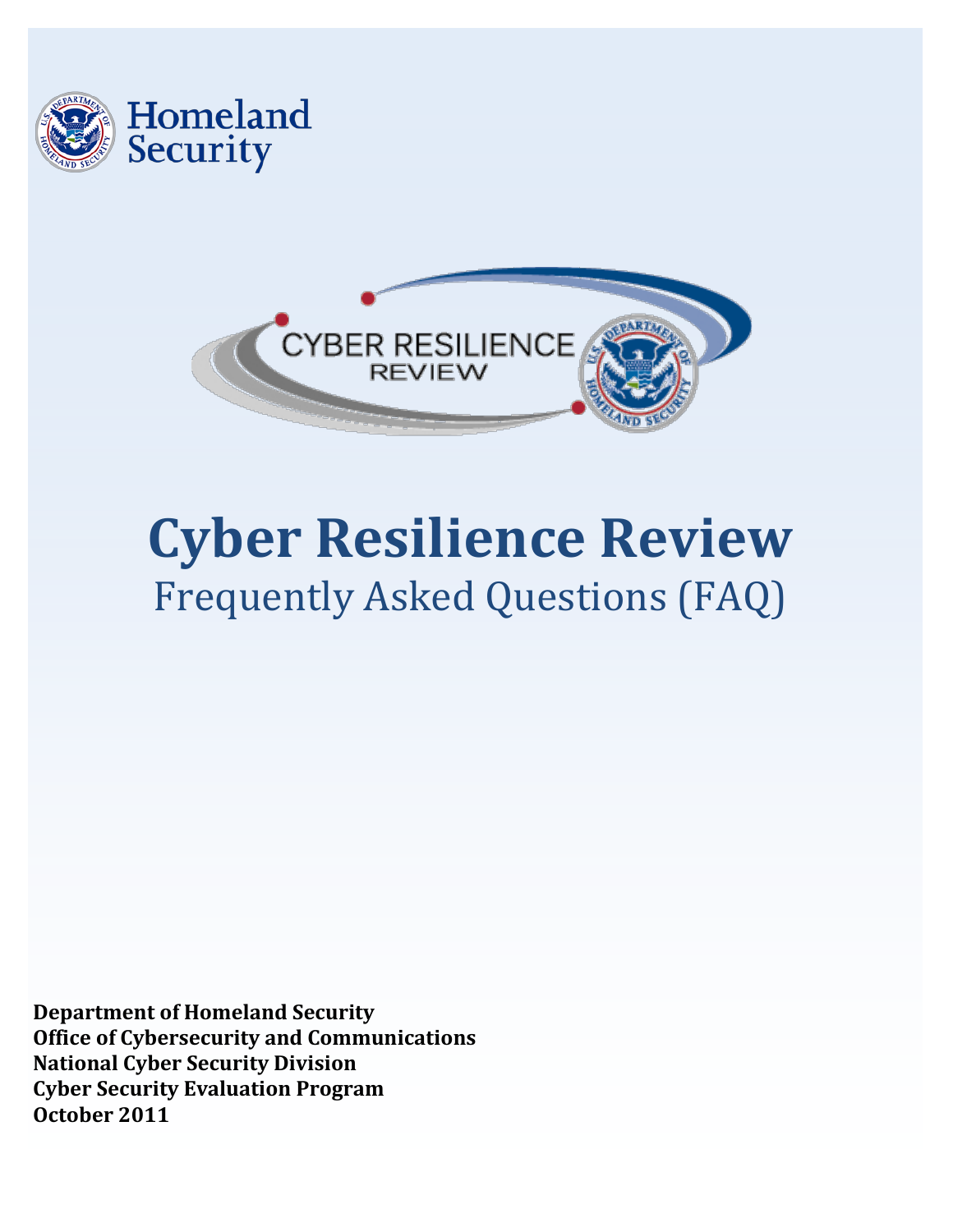# Cyber Resilience Review

## Frequently Asked Questions (FAQ)

**Department of Homeland Security**
**Office of Cybersecurity and Communications**
**National Cyber Security Division**
**Cyber Security Evaluation Program**
**October 2011**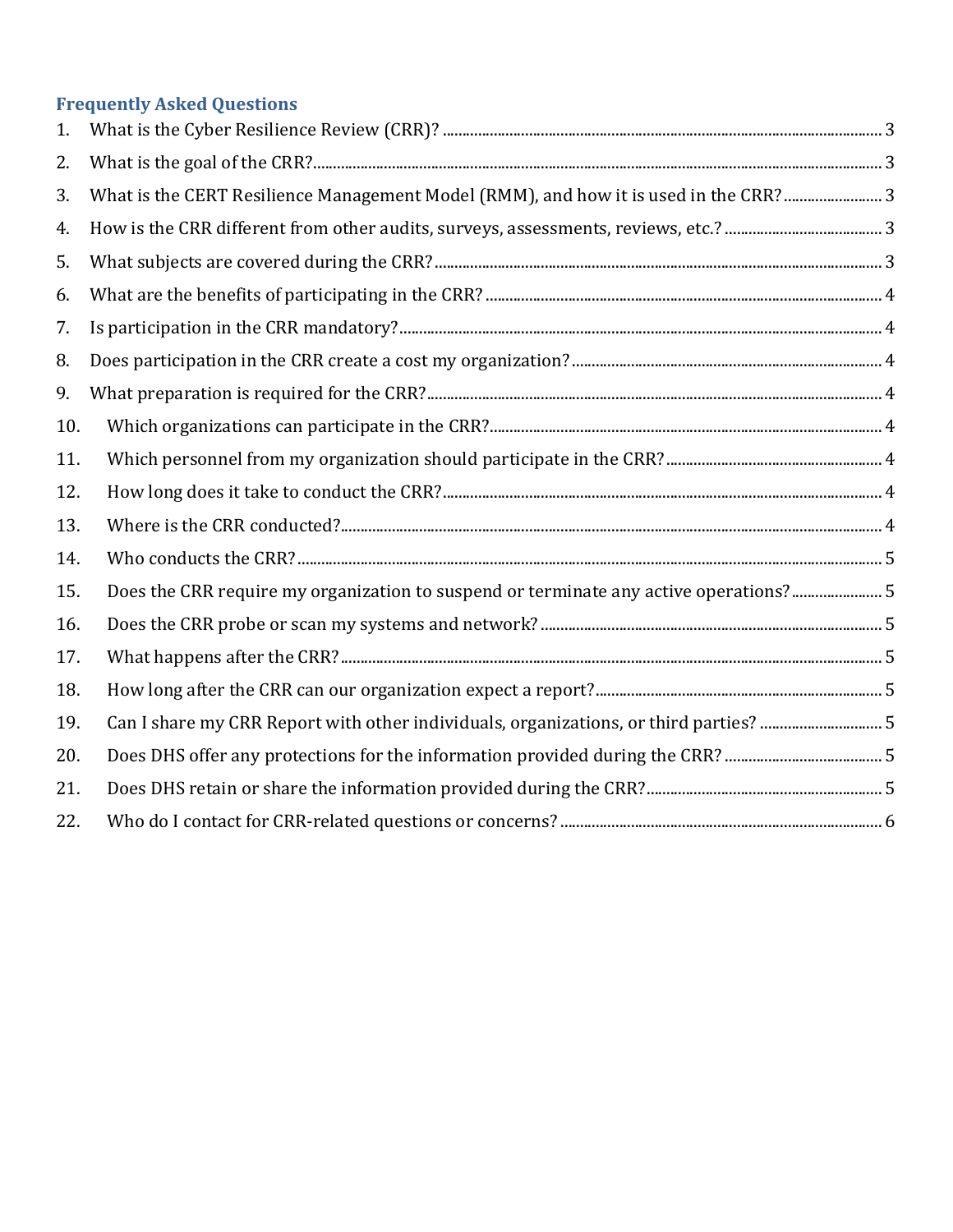## Frequently Asked Questions

1. What is the Cyber Resilience Review (CRR)? ........ 3
2. What is the goal of the CRR? ........ 3
3. What is the CERT Resilience Management Model (RMM), and how it is used in the CRR? ........ 3
4. How is the CRR different from other audits, surveys, assessments, reviews, etc.? ........ 3
5. What subjects are covered during the CRR? ........ 3
6. What are the benefits of participating in the CRR? ........ 4
7. Is participation in the CRR mandatory? ........ 4
8. Does participation in the CRR create a cost my organization? ........ 4
9. What preparation is required for the CRR? ........ 4
10. Which organizations can participate in the CRR? ........ 4
11. Which personnel from my organization should participate in the CRR? ........ 4
12. How long does it take to conduct the CRR? ........ 4
13. Where is the CRR conducted? ........ 4
14. Who conducts the CRR? ........ 5
15. Does the CRR require my organization to suspend or terminate any active operations? ........ 5
16. Does the CRR probe or scan my systems and network? ........ 5
17. What happens after the CRR? ........ 5
18. How long after the CRR can our organization expect a report? ........ 5
19. Can I share my CRR Report with other individuals, organizations, or third parties? ........ 5
20. Does DHS offer any protections for the information provided during the CRR? ........ 5
21. Does DHS retain or share the information provided during the CRR? ........ 5
22. Who do I contact for CRR-related questions or concerns? ........ 6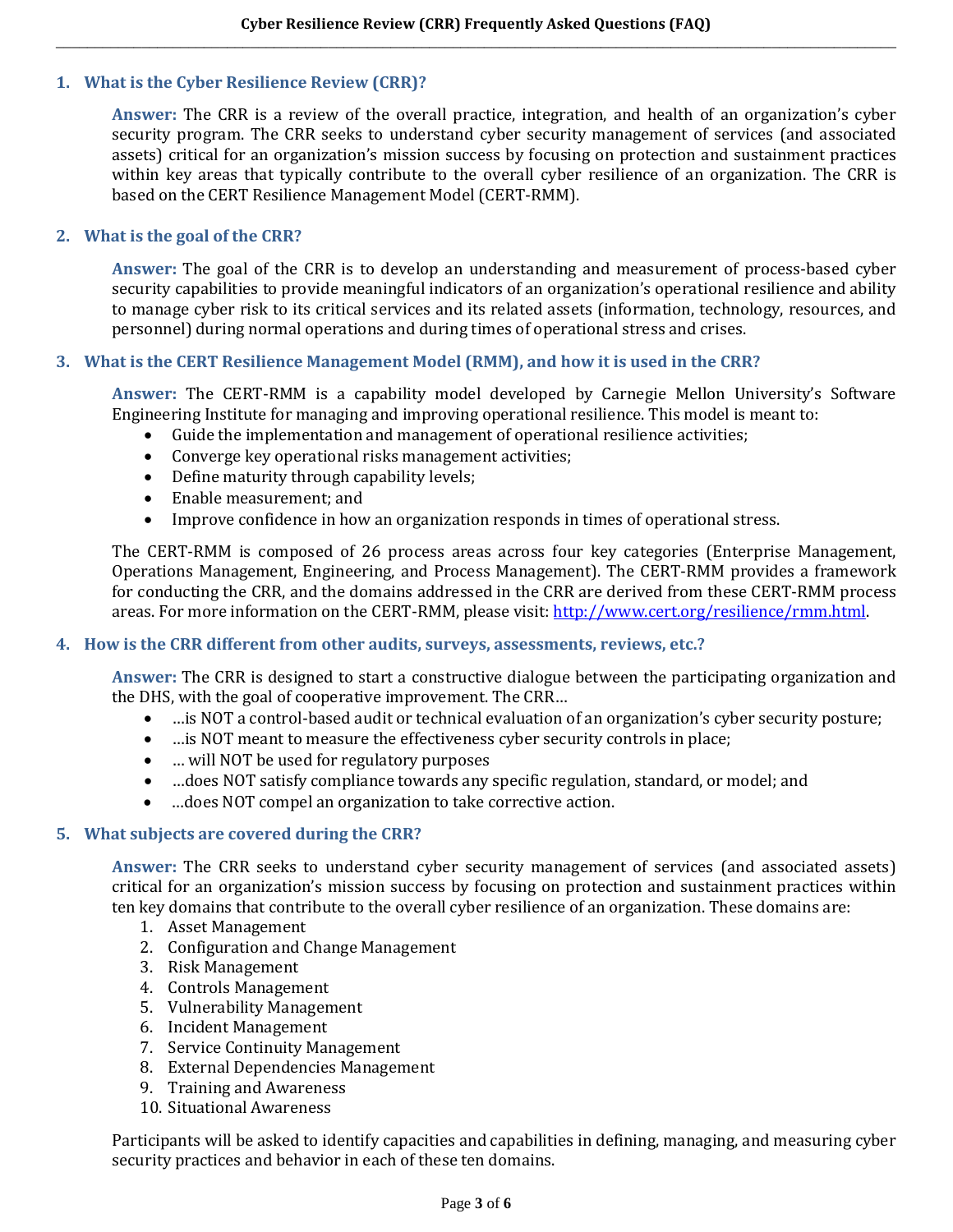## 1. What is the Cyber Resilience Review (CRR)?

**Answer:** The CRR is a review of the overall practice, integration, and health of an organization's cyber security program. The CRR seeks to understand cyber security management of services (and associated assets) critical for an organization's mission success by focusing on protection and sustainment practices within key areas that typically contribute to the overall cyber resilience of an organization. The CRR is based on the CERT Resilience Management Model (CERT-RMM).

## 2. What is the goal of the CRR?

**Answer:** The goal of the CRR is to develop an understanding and measurement of process-based cyber security capabilities to provide meaningful indicators of an organization's operational resilience and ability to manage cyber risk to its critical services and its related assets (information, technology, resources, and personnel) during normal operations and during times of operational stress and crises.

## 3. What is the CERT Resilience Management Model (RMM), and how it is used in the CRR?

**Answer:** The CERT-RMM is a capability model developed by Carnegie Mellon University's Software Engineering Institute for managing and improving operational resilience. This model is meant to:

- Guide the implementation and management of operational resilience activities;
- Converge key operational risks management activities;
- Define maturity through capability levels;
- Enable measurement; and
- Improve confidence in how an organization responds in times of operational stress.

The CERT-RMM is composed of 26 process areas across four key categories (Enterprise Management, Operations Management, Engineering, and Process Management). The CERT-RMM provides a framework for conducting the CRR, and the domains addressed in the CRR are derived from these CERT-RMM process areas. For more information on the CERT-RMM, please visit: [http://www.cert.org/resilience/rmm.html](http://www.cert.org/resilience/rmm.html).

## 4. How is the CRR different from other audits, surveys, assessments, reviews, etc.?

**Answer:** The CRR is designed to start a constructive dialogue between the participating organization and the DHS, with the goal of cooperative improvement. The CRR…

- …is NOT a control-based audit or technical evaluation of an organization's cyber security posture;
- …is NOT meant to measure the effectiveness cyber security controls in place;
- … will NOT be used for regulatory purposes
- …does NOT satisfy compliance towards any specific regulation, standard, or model; and
- …does NOT compel an organization to take corrective action.

## 5. What subjects are covered during the CRR?

**Answer:** The CRR seeks to understand cyber security management of services (and associated assets) critical for an organization's mission success by focusing on protection and sustainment practices within ten key domains that contribute to the overall cyber resilience of an organization. These domains are:

1. Asset Management
2. Configuration and Change Management
3. Risk Management
4. Controls Management
5. Vulnerability Management
6. Incident Management
7. Service Continuity Management
8. External Dependencies Management
9. Training and Awareness
10. Situational Awareness

Participants will be asked to identify capacities and capabilities in defining, managing, and measuring cyber security practices and behavior in each of these ten domains.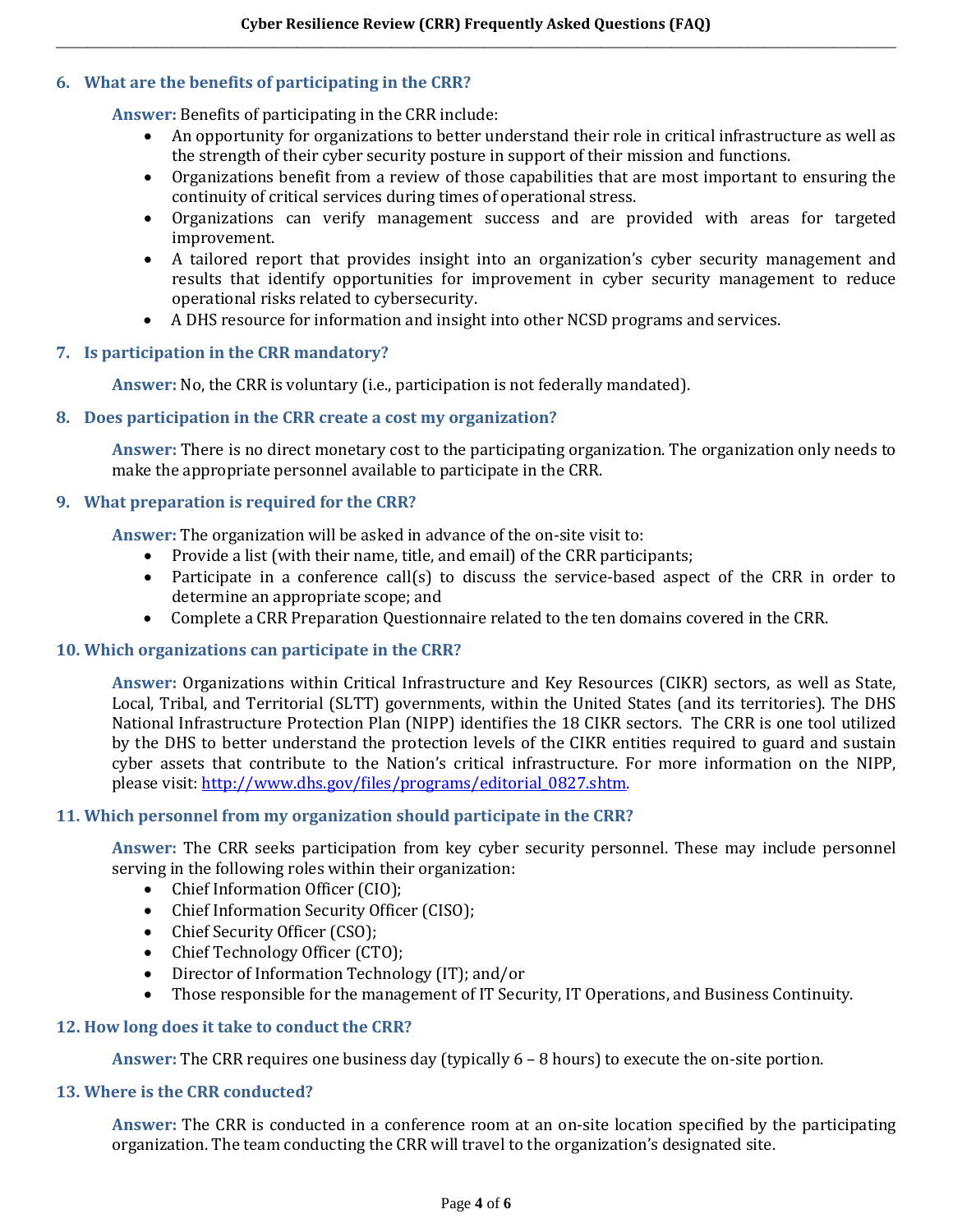### 6. What are the benefits of participating in the CRR?

**Answer:** Benefits of participating in the CRR include:

- An opportunity for organizations to better understand their role in critical infrastructure as well as the strength of their cyber security posture in support of their mission and functions.
- Organizations benefit from a review of those capabilities that are most important to ensuring the continuity of critical services during times of operational stress.
- Organizations can verify management success and are provided with areas for targeted improvement.
- A tailored report that provides insight into an organization's cyber security management and results that identify opportunities for improvement in cyber security management to reduce operational risks related to cybersecurity.
- A DHS resource for information and insight into other NCSD programs and services.

### 7. Is participation in the CRR mandatory?

**Answer:** No, the CRR is voluntary (i.e., participation is not federally mandated).

### 8. Does participation in the CRR create a cost my organization?

**Answer:** There is no direct monetary cost to the participating organization. The organization only needs to make the appropriate personnel available to participate in the CRR.

### 9. What preparation is required for the CRR?

**Answer:** The organization will be asked in advance of the on-site visit to:

- Provide a list (with their name, title, and email) of the CRR participants;
- Participate in a conference call(s) to discuss the service-based aspect of the CRR in order to determine an appropriate scope; and
- Complete a CRR Preparation Questionnaire related to the ten domains covered in the CRR.

### 10. Which organizations can participate in the CRR?

**Answer:** Organizations within Critical Infrastructure and Key Resources (CIKR) sectors, as well as State, Local, Tribal, and Territorial (SLTT) governments, within the United States (and its territories). The DHS National Infrastructure Protection Plan (NIPP) identifies the 18 CIKR sectors. The CRR is one tool utilized by the DHS to better understand the protection levels of the CIKR entities required to guard and sustain cyber assets that contribute to the Nation's critical infrastructure. For more information on the NIPP, please visit: http://www.dhs.gov/files/programs/editorial_0827.shtm.

### 11. Which personnel from my organization should participate in the CRR?

**Answer:** The CRR seeks participation from key cyber security personnel. These may include personnel serving in the following roles within their organization:

- Chief Information Officer (CIO);
- Chief Information Security Officer (CISO);
- Chief Security Officer (CSO);
- Chief Technology Officer (CTO);
- Director of Information Technology (IT); and/or
- Those responsible for the management of IT Security, IT Operations, and Business Continuity.

### 12. How long does it take to conduct the CRR?

**Answer:** The CRR requires one business day (typically 6 – 8 hours) to execute the on-site portion.

### 13. Where is the CRR conducted?

**Answer:** The CRR is conducted in a conference room at an on-site location specified by the participating organization. The team conducting the CRR will travel to the organization's designated site.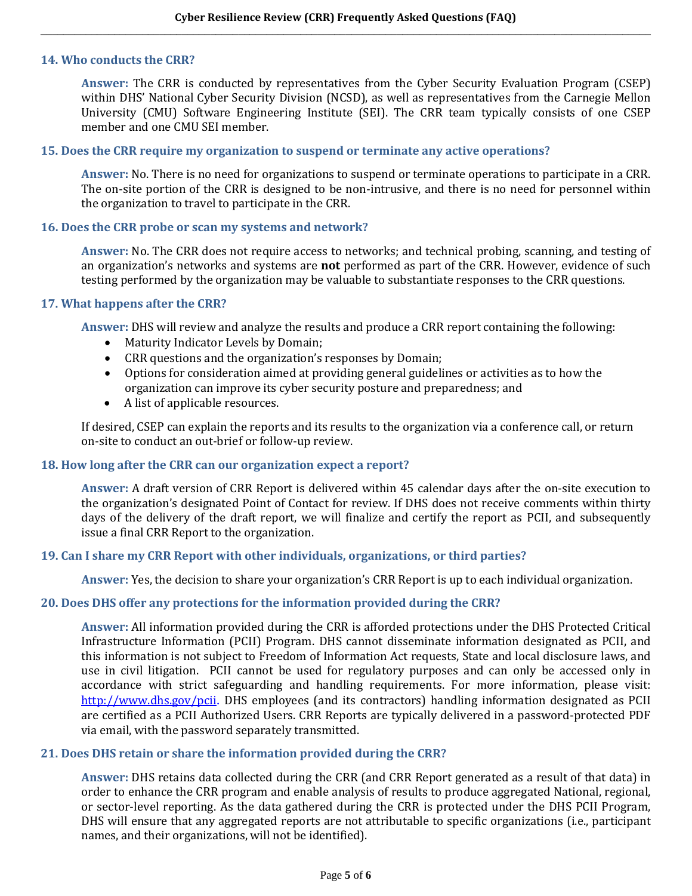### 14. Who conducts the CRR?

**Answer:** The CRR is conducted by representatives from the Cyber Security Evaluation Program (CSEP) within DHS' National Cyber Security Division (NCSD), as well as representatives from the Carnegie Mellon University (CMU) Software Engineering Institute (SEI). The CRR team typically consists of one CSEP member and one CMU SEI member.

### 15. Does the CRR require my organization to suspend or terminate any active operations?

**Answer:** No. There is no need for organizations to suspend or terminate operations to participate in a CRR. The on-site portion of the CRR is designed to be non-intrusive, and there is no need for personnel within the organization to travel to participate in the CRR.

### 16. Does the CRR probe or scan my systems and network?

**Answer:** No. The CRR does not require access to networks; and technical probing, scanning, and testing of an organization's networks and systems are **not** performed as part of the CRR. However, evidence of such testing performed by the organization may be valuable to substantiate responses to the CRR questions.

### 17. What happens after the CRR?

**Answer:** DHS will review and analyze the results and produce a CRR report containing the following:

- Maturity Indicator Levels by Domain;
- CRR questions and the organization's responses by Domain;
- Options for consideration aimed at providing general guidelines or activities as to how the organization can improve its cyber security posture and preparedness; and
- A list of applicable resources.

If desired, CSEP can explain the reports and its results to the organization via a conference call, or return on-site to conduct an out-brief or follow-up review.

### 18. How long after the CRR can our organization expect a report?

**Answer:** A draft version of CRR Report is delivered within 45 calendar days after the on-site execution to the organization's designated Point of Contact for review. If DHS does not receive comments within thirty days of the delivery of the draft report, we will finalize and certify the report as PCII, and subsequently issue a final CRR Report to the organization.

### 19. Can I share my CRR Report with other individuals, organizations, or third parties?

**Answer:** Yes, the decision to share your organization's CRR Report is up to each individual organization.

### 20. Does DHS offer any protections for the information provided during the CRR?

**Answer:** All information provided during the CRR is afforded protections under the DHS Protected Critical Infrastructure Information (PCII) Program. DHS cannot disseminate information designated as PCII, and this information is not subject to Freedom of Information Act requests, State and local disclosure laws, and use in civil litigation. PCII cannot be used for regulatory purposes and can only be accessed only in accordance with strict safeguarding and handling requirements. For more information, please visit: [http://www.dhs.gov/pcii](http://www.dhs.gov/pcii). DHS employees (and its contractors) handling information designated as PCII are certified as a PCII Authorized Users. CRR Reports are typically delivered in a password-protected PDF via email, with the password separately transmitted.

### 21. Does DHS retain or share the information provided during the CRR?

**Answer:** DHS retains data collected during the CRR (and CRR Report generated as a result of that data) in order to enhance the CRR program and enable analysis of results to produce aggregated National, regional, or sector-level reporting. As the data gathered during the CRR is protected under the DHS PCII Program, DHS will ensure that any aggregated reports are not attributable to specific organizations (i.e., participant names, and their organizations, will not be identified).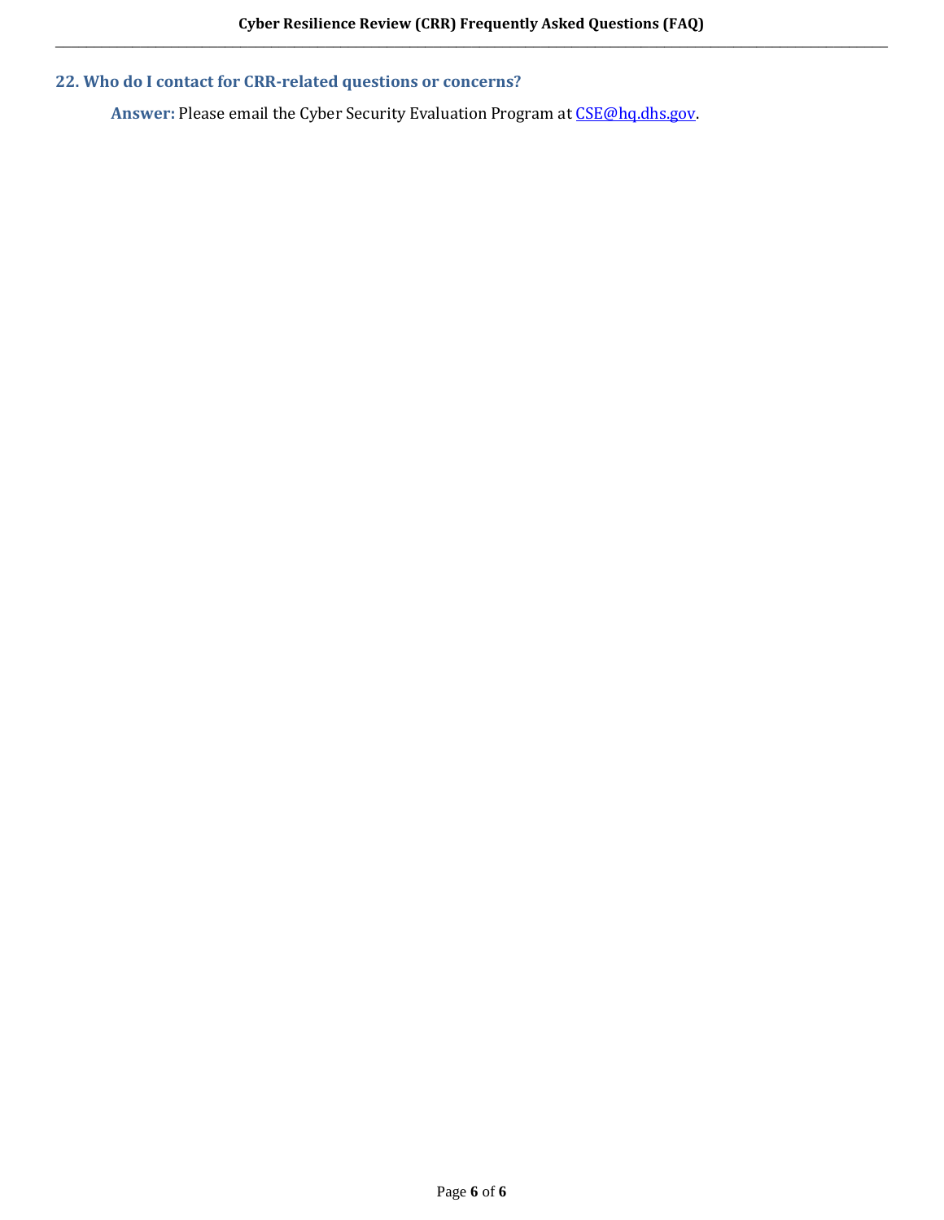### 22. Who do I contact for CRR-related questions or concerns?

**Answer:** Please email the Cyber Security Evaluation Program at CSE@hq.dhs.gov.